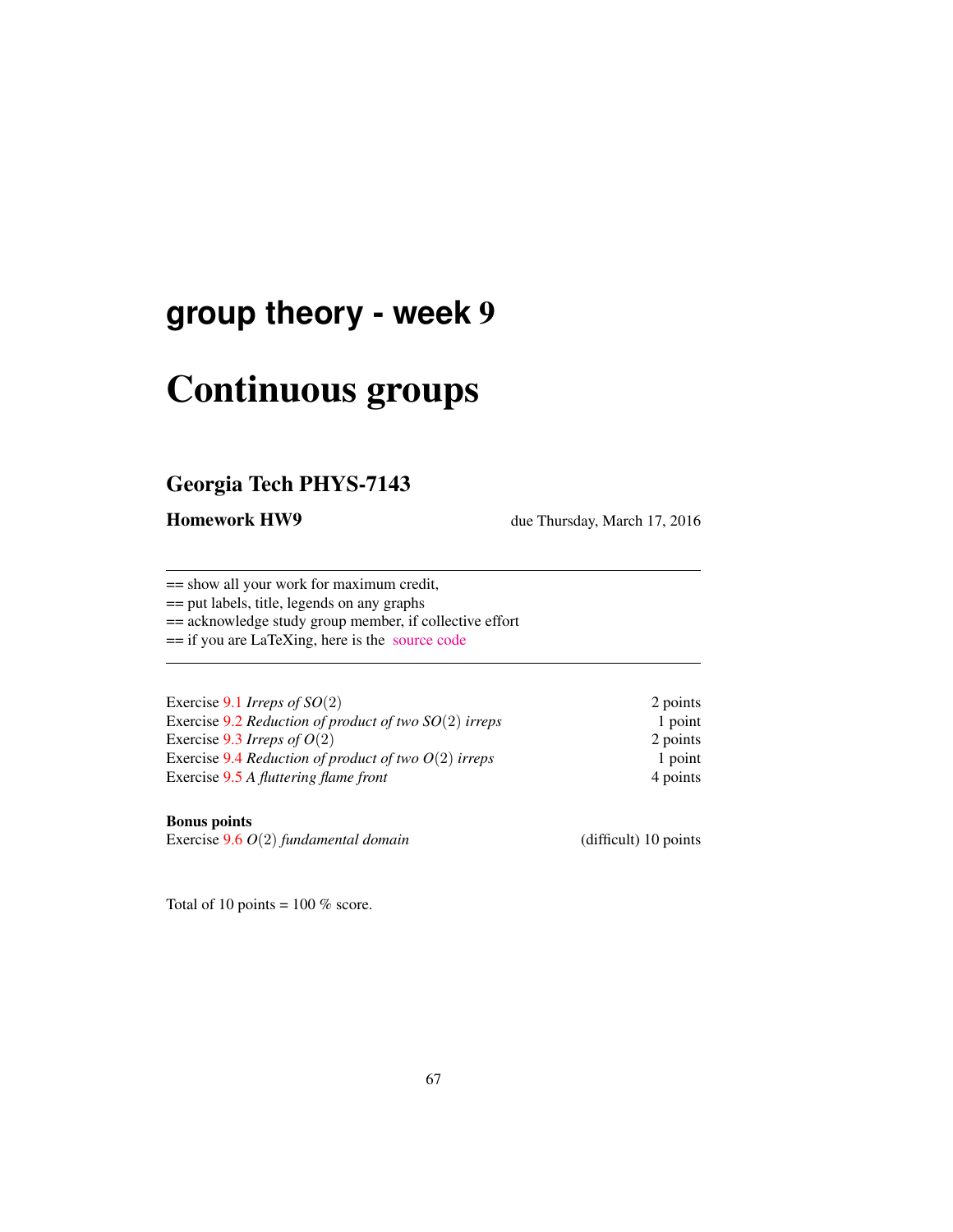# group theory - week 9

# Continuous groups

## Georgia Tech PHYS-7143

**Homework HW9** due Thursday, March 17, 2016

---

== show all your work for maximum credit,
== put labels, title, legends on any graphs
== acknowledge study group member, if collective effort
== if you are LaTeXing, here is the source code

---

| | |
|---|---|
| Exercise 9.1 *Irreps of* $SO(2)$ | 2 points |
| Exercise 9.2 *Reduction of product of two* $SO(2)$ *irreps* | 1 point |
| Exercise 9.3 *Irreps of* $O(2)$ | 2 points |
| Exercise 9.4 *Reduction of product of two* $O(2)$ *irreps* | 1 point |
| Exercise 9.5 *A fluttering flame front* | 4 points |

**Bonus points**

| | |
|---|---|
| Exercise 9.6 $O(2)$ *fundamental domain* | (difficult) 10 points |

Total of 10 points = 100 % score.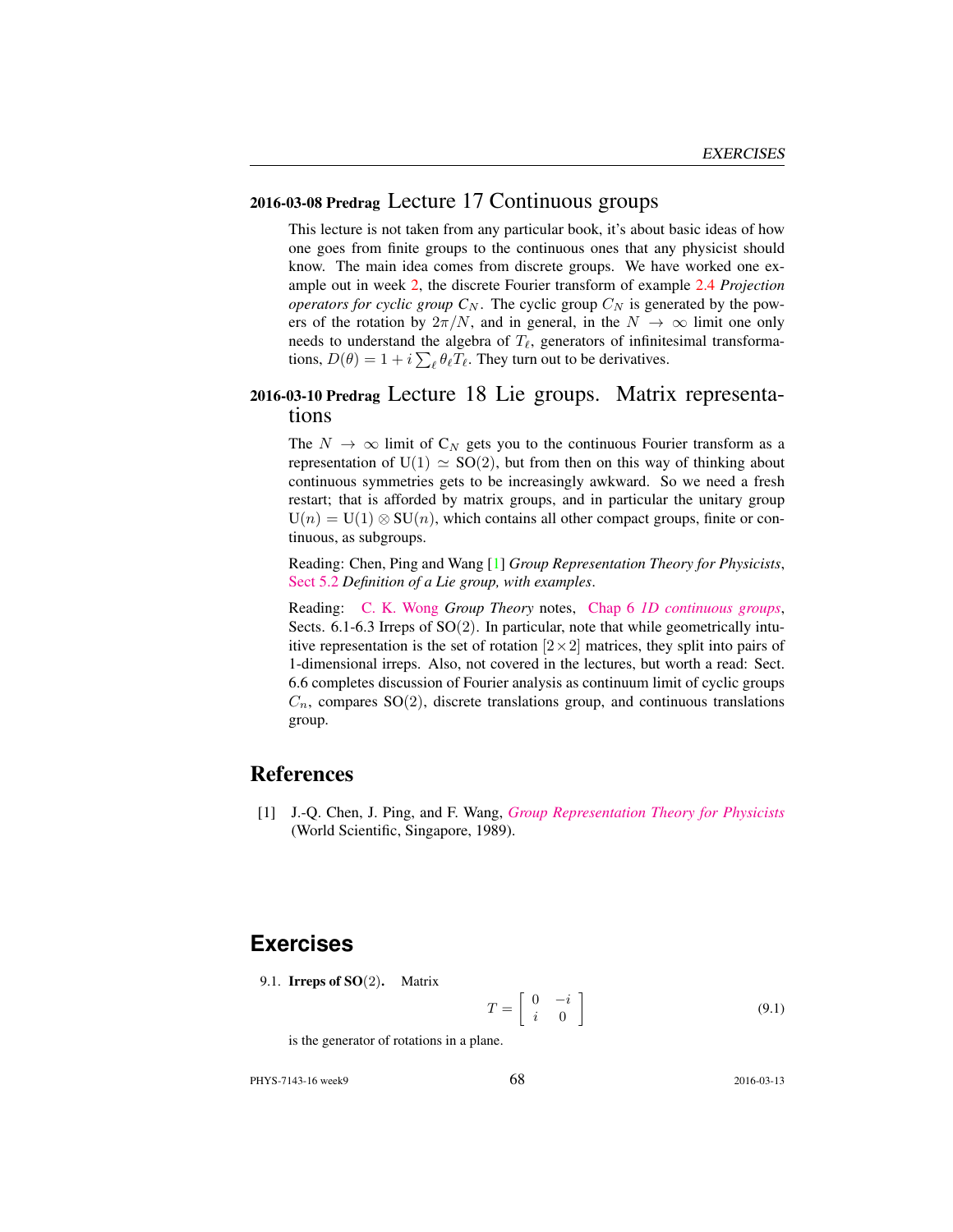## 2016-03-08 Predrag Lecture 17 Continuous groups

This lecture is not taken from any particular book, it's about basic ideas of how one goes from finite groups to the continuous ones that any physicist should know. The main idea comes from discrete groups. We have worked one example out in week 2, the discrete Fourier transform of example 2.4 *Projection operators for cyclic group* $C_N$. The cyclic group $C_N$ is generated by the powers of the rotation by $2\pi/N$, and in general, in the $N \to \infty$ limit one only needs to understand the algebra of $T_\ell$, generators of infinitesimal transformations, $D(\theta) = 1 + i\sum_\ell \theta_\ell T_\ell$. They turn out to be derivatives.

## 2016-03-10 Predrag Lecture 18 Lie groups. Matrix representations

The $N \to \infty$ limit of $C_N$ gets you to the continuous Fourier transform as a representation of $U(1) \simeq SO(2)$, but from then on this way of thinking about continuous symmetries gets to be increasingly awkward. So we need a fresh restart; that is afforded by matrix groups, and in particular the unitary group $U(n) = U(1) \otimes SU(n)$, which contains all other compact groups, finite or continuous, as subgroups.

Reading: Chen, Ping and Wang [1] *Group Representation Theory for Physicists*, Sect 5.2 *Definition of a Lie group, with examples*.

Reading: C. K. Wong *Group Theory* notes, Chap 6 *1D continuous groups*, Sects. 6.1-6.3 Irreps of $SO(2)$. In particular, note that while geometrically intuitive representation is the set of rotation $[2\times 2]$ matrices, they split into pairs of 1-dimensional irreps. Also, not covered in the lectures, but worth a read: Sect. 6.6 completes discussion of Fourier analysis as continuum limit of cyclic groups $C_n$, compares $SO(2)$, discrete translations group, and continuous translations group.

# References

[1] J.-Q. Chen, J. Ping, and F. Wang, *Group Representation Theory for Physicists* (World Scientific, Singapore, 1989).

# Exercises

9.1. **Irreps of SO(2).** Matrix

$$T = \begin{bmatrix} 0 & -i \\ i & 0 \end{bmatrix} \tag{9.1}$$

is the generator of rotations in a plane.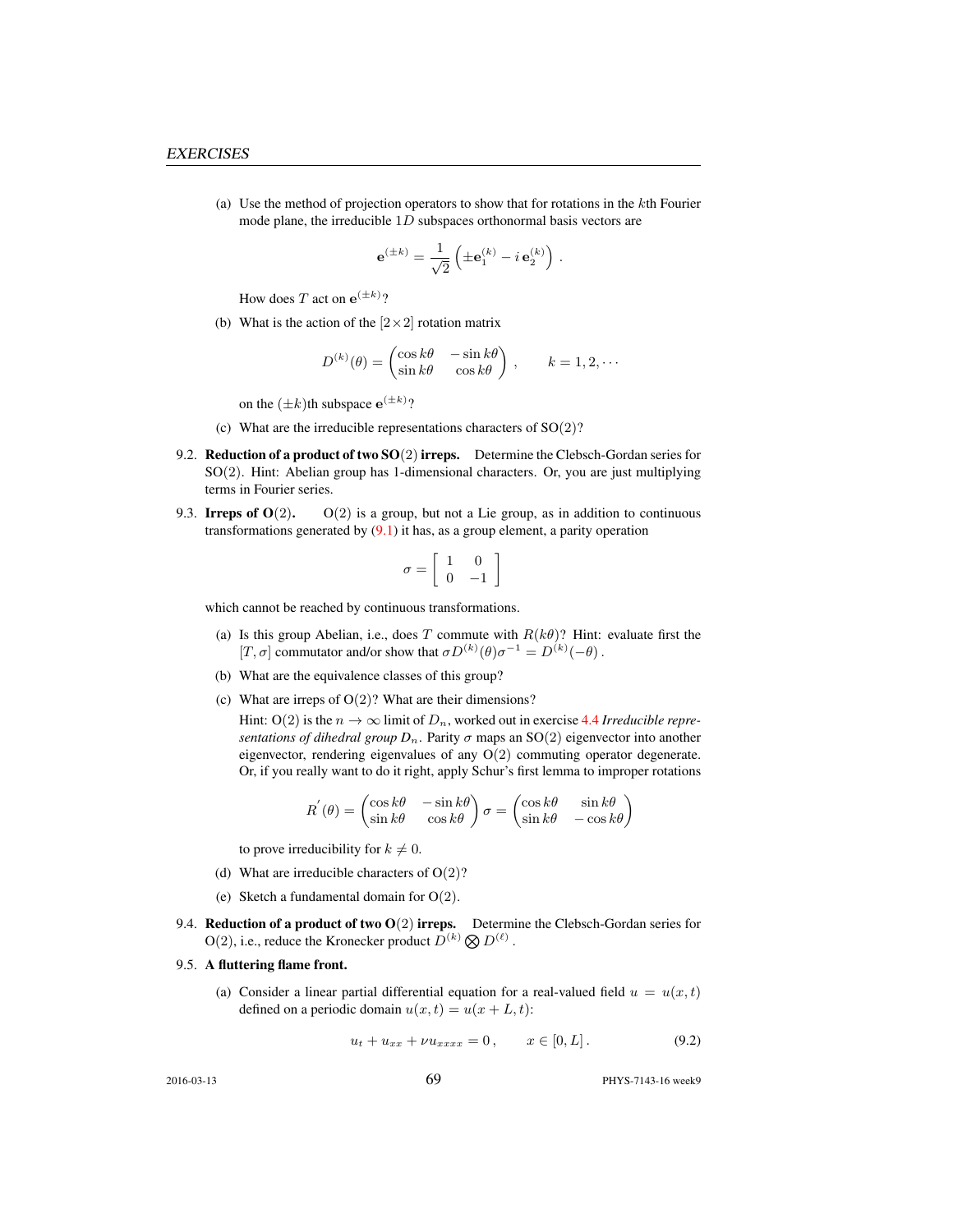(a) Use the method of projection operators to show that for rotations in the $k$th Fourier mode plane, the irreducible $1D$ subspaces orthonormal basis vectors are

$$\mathbf{e}^{(\pm k)} = \frac{1}{\sqrt{2}}\left(\pm \mathbf{e}_1^{(k)} - i\,\mathbf{e}_2^{(k)}\right) .$$

How does $T$ act on $\mathbf{e}^{(\pm k)}$?

(b) What is the action of the $[2\times 2]$ rotation matrix

$$D^{(k)}(\theta) = \begin{pmatrix} \cos k\theta & -\sin k\theta \\ \sin k\theta & \cos k\theta \end{pmatrix} , \qquad k = 1, 2, \cdots$$

on the $(\pm k)$th subspace $\mathbf{e}^{(\pm k)}$?

(c) What are the irreducible representations characters of $\mathrm{SO}(2)$?

9.2. **Reduction of a product of two SO(2) irreps.** Determine the Clebsch-Gordan series for $\mathrm{SO}(2)$. Hint: Abelian group has 1-dimensional characters. Or, you are just multiplying terms in Fourier series.

9.3. **Irreps of O(2).** $\mathrm{O}(2)$ is a group, but not a Lie group, as in addition to continuous transformations generated by (9.1) it has, as a group element, a parity operation

$$\sigma = \begin{bmatrix} 1 & 0 \\ 0 & -1 \end{bmatrix}$$

which cannot be reached by continuous transformations.

(a) Is this group Abelian, i.e., does $T$ commute with $R(k\theta)$? Hint: evaluate first the $[T,\sigma]$ commutator and/or show that $\sigma D^{(k)}(\theta)\sigma^{-1} = D^{(k)}(-\theta)$.

(b) What are the equivalence classes of this group?

(c) What are irreps of $\mathrm{O}(2)$? What are their dimensions?

Hint: $\mathrm{O}(2)$ is the $n\to\infty$ limit of $D_n$, worked out in exercise 4.4 *Irreducible representations of dihedral group $D_n$*. Parity $\sigma$ maps an $\mathrm{SO}(2)$ eigenvector into another eigenvector, rendering eigenvalues of any $\mathrm{O}(2)$ commuting operator degenerate. Or, if you really want to do it right, apply Schur's first lemma to improper rotations

$$R^{'}(\theta) = \begin{pmatrix} \cos k\theta & -\sin k\theta \\ \sin k\theta & \cos k\theta \end{pmatrix}\sigma = \begin{pmatrix} \cos k\theta & \sin k\theta \\ \sin k\theta & -\cos k\theta \end{pmatrix}$$

to prove irreducibility for $k \neq 0$.

(d) What are irreducible characters of $\mathrm{O}(2)$?

(e) Sketch a fundamental domain for $\mathrm{O}(2)$.

9.4. **Reduction of a product of two O(2) irreps.** Determine the Clebsch-Gordan series for $\mathrm{O}(2)$, i.e., reduce the Kronecker product $D^{(k)} \bigotimes D^{(\ell)}$.

9.5. **A fluttering flame front.**

(a) Consider a linear partial differential equation for a real-valued field $u = u(x,t)$ defined on a periodic domain $u(x,t) = u(x+L,t)$:

$$u_t + u_{xx} + \nu u_{xxxx} = 0 , \qquad x \in [0, L] . \tag{9.2}$$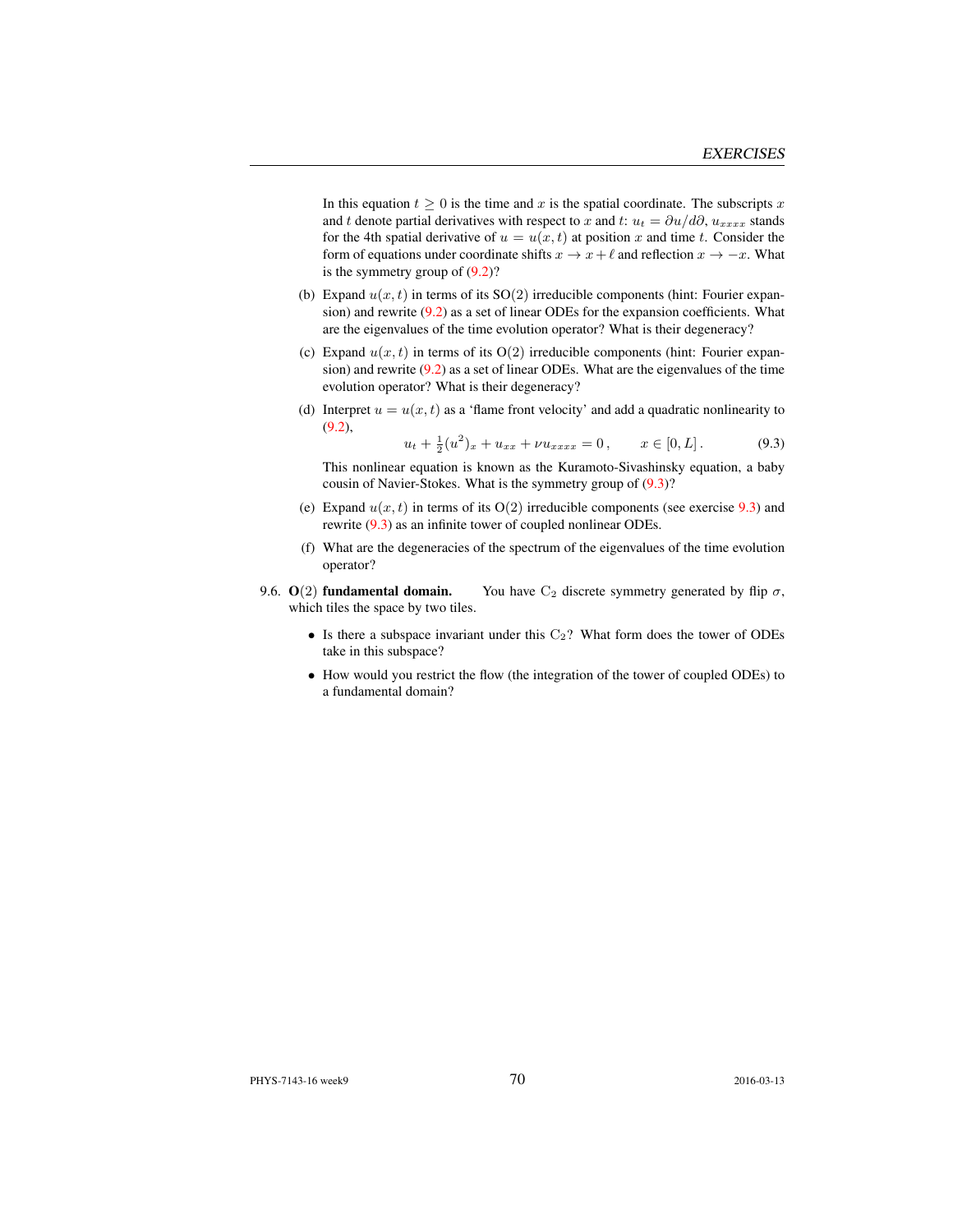In this equation $t \geq 0$ is the time and $x$ is the spatial coordinate. The subscripts $x$ and $t$ denote partial derivatives with respect to $x$ and $t$: $u_t = \partial u / d\partial$, $u_{xxxx}$ stands for the 4th spatial derivative of $u = u(x,t)$ at position $x$ and time $t$. Consider the form of equations under coordinate shifts $x \to x + \ell$ and reflection $x \to -x$. What is the symmetry group of (9.2)?

(b) Expand $u(x,t)$ in terms of its SO(2) irreducible components (hint: Fourier expansion) and rewrite (9.2) as a set of linear ODEs for the expansion coefficients. What are the eigenvalues of the time evolution operator? What is their degeneracy?

(c) Expand $u(x,t)$ in terms of its O(2) irreducible components (hint: Fourier expansion) and rewrite (9.2) as a set of linear ODEs. What are the eigenvalues of the time evolution operator? What is their degeneracy?

(d) Interpret $u = u(x,t)$ as a 'flame front velocity' and add a quadratic nonlinearity to (9.2),

$$u_t + \tfrac{1}{2}(u^2)_x + u_{xx} + \nu u_{xxxx} = 0\,, \qquad x \in [0, L]\,. \tag{9.3}$$

This nonlinear equation is known as the Kuramoto-Sivashinsky equation, a baby cousin of Navier-Stokes. What is the symmetry group of (9.3)?

(e) Expand $u(x,t)$ in terms of its O(2) irreducible components (see exercise 9.3) and rewrite (9.3) as an infinite tower of coupled nonlinear ODEs.

(f) What are the degeneracies of the spectrum of the eigenvalues of the time evolution operator?

9.6. **O(2) fundamental domain.** You have $\mathrm{C}_2$ discrete symmetry generated by flip $\sigma$, which tiles the space by two tiles.

- Is there a subspace invariant under this $\mathrm{C}_2$? What form does the tower of ODEs take in this subspace?
- How would you restrict the flow (the integration of the tower of coupled ODEs) to a fundamental domain?